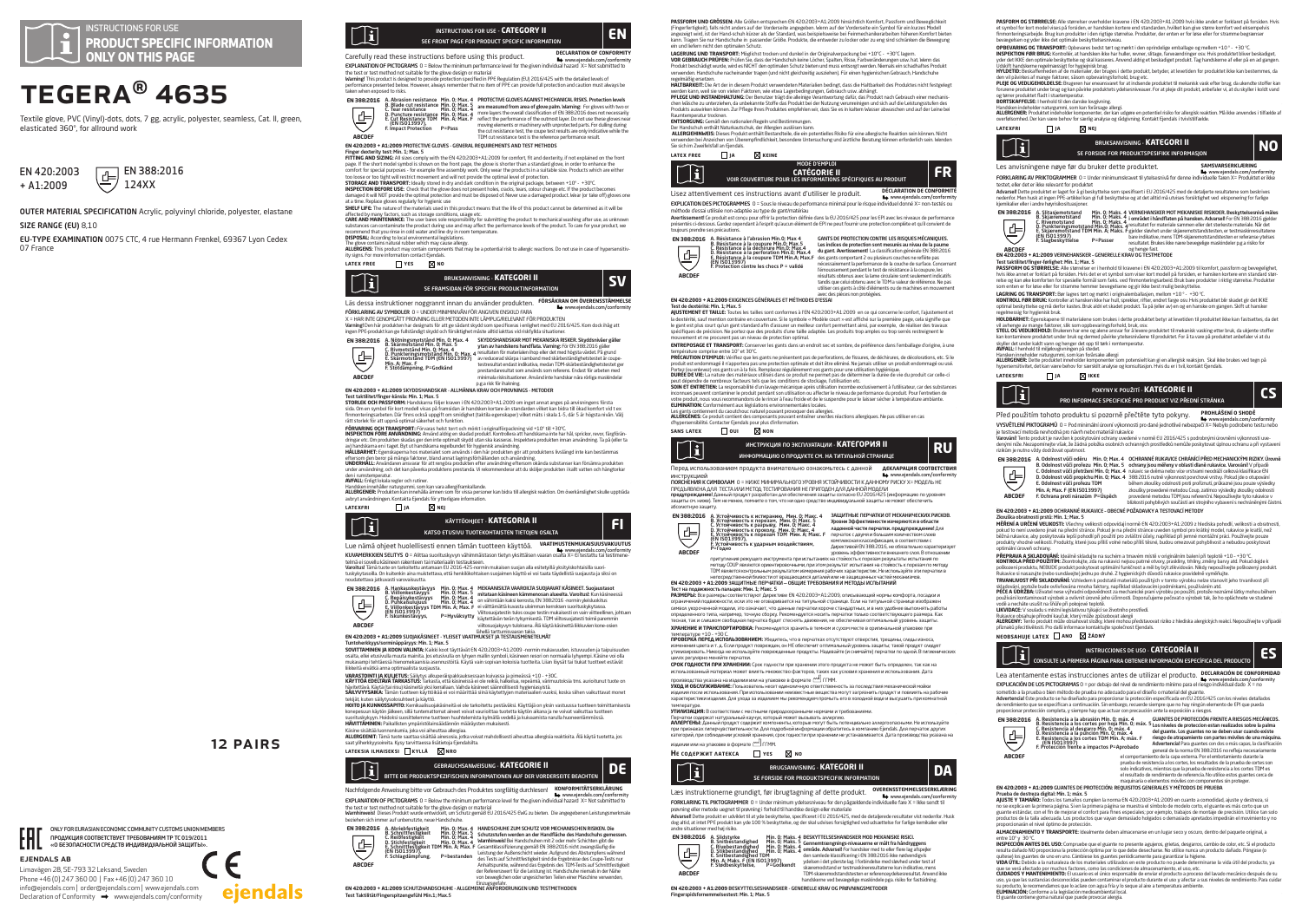INSTRUCTIONS FOR USE

**PRODUCT SPECIFIC INFORMATION ONLY ON THIS PAGE**

# TEGERA® 4635

Textile glove, PVC (Vinyl)-dots, dots, 7 gg, acrylic, polyester, seamless, Cat. II, green, elasticated 360°, for all round work

EN 420:2003 + A1:2009

EN 388:2016 124XX

**OUTER MATERIAL SPECIFICATION** Acrylic, polyvinyl chloride, polyester, elastane

**SIZE RANGE (EU)** 8,10

**EU-TYPE EXAMINATION** 0075 CTC, 4 rue Hermann Frenkel, 69367 Lyon Cedex 07 France

12 PAIRS

ONLY FOR EURASIAN ECONOMIC COMMUNITY CUSTOMS UNION MEMBERS
ПРОДУКЦИЯ СООТВЕТСТВУЕТ ТРЕБОВАНИЯМ ТР ТС 019/2011 «О БЕЗОПАСНОСТИ СРЕДСТВ ИНДИВИДУАЛЬНОЙ ЗАЩИТЫ».

**EJENDALS AB**
Limavägen 28, SE-793 32 Leksand, Sweden
Phone +46 (0) 247 360 00 | Fax +46 (0) 247 360 10
info@ejendals.com | order@ejendals.com | www.ejendals.com
Declaration of Conformity ➔ www.ejendals.com/conformity

ejendals

## INSTRUCTIONS FOR USE - CATEGORY II — EN

**SEE FRONT PAGE FOR PRODUCT SPECIFIC INFORMATION**

Carefully read these instructions before using this product.

**DECLARATION OF CONFORMITY** www.ejendals.com/conformity

**EXPLANATION OF PICTOGRAMS** 0 = Below the minimum performance level for the given individual hazard X= Not submitted to the test or test method not suitable for the glove design or material

**Warning!** This product is designed to provide protection specified in PPE Regulation (EU) 2016/425 with the detailed levels of performance presented below. However, always remember that no item of PPE can provide full protection and caution must always be taken when exposed to risks.

**EN 388:2016** A. Abrasion resistance Min. 0; Max. 4 B. Blade cut resistance Min. 0; Max. 5 C. Tear resistance Min. 0; Max. 4 D. Puncture resistance Min. 0; Max. 4 E. Cut Resistance TDM Min. A; Max. F (EN ISO13997) F. Impact Protection P=Pass

**PROTECTIVE GLOVES AGAINST MECHANICAL RISKS. Protection levels are measured from area of glove palm. Warning:** For gloves with two or more layers the overall classification of EN 388:2016 does not necessarily reflect the performance of the outermost layer. Do not use these gloves near moving elements or machinery with unprotected parts. For dulling during the cut resistance test, the coupe test results are only indicative while the TDM cut resistance test is the reference performance result.

**EN 420:2003 + A1:2009 PROTECTIVE GLOVES - GENERAL REQUIREMENTS AND TEST METHODS**

**Finger dexterity test Min. 1; Max. 5**

**FITTING AND SIZING:** All sizes comply with the EN 420:2003+A1:2009 for comfort, fit and dexterity, if not explained on the front page. If the short model symbol is shown on the front page, the glove is shorter than a standard glove, in order to enhance the comfort for special purposes - for example fine assembly work. Only wear the products in a suitable size. Products which are either too loose or too tight will restrict movement and will not provide the optimal level of protection.

**STORAGE AND TRANSPORT:** Ideally stored in dry and dark condition in the original package, between +10° - +30°C.

**INSPECTION BEFORE USE:** Check that the glove does not present holes, cracks, tears, colour change etc. If the product becomes damaged it will NOT provide the optimal protection and must be disposed of. Never use a damaged product. Wear (or take off) gloves one at a time. Replace gloves regularly for hygienic use.

**SHELF LIFE:** The nature of the materials used in this product means that the life of this product cannot be determined as it will be affected by many factors, such as storage conditions, usage etc.

**CARE AND MAINTENANCE:** The user bares sole responsibility for submitting the product to mechanical washing after use, as unknown substances can contaminate the product during use and may affect the performance levels of the product. To care for your product, we recommend that you rinse in cold water and line-dry in room temperature.

**DISPOSAL:** According to local environmental legislations.

The glove contains natural rubber which may cause allergy.

**ALLERGENS:** This product may contain components that may be a potential risk to allergic reactions. Do not use in case of hypersensitivity signs. For more information contact Ejendals.

**LATEX FREE** ☐ YES ☒ NO

## BRUKSANVISNING - KATEGORI II — SV

**SE FRAMSIDAN FÖR SPECIFIK PRODUKTINFORMATION**

Läs dessa instruktioner noggrannt innan du använder produkten. **FÖRSÄKRAN OM ÖVERENSSTÄMMELSE** www.ejendals.com/conformity

**FÖRKLARING AV SYMBOLER** 0 = UNDER MINIMINIVÅN FÖR ANGIVEN ENSKILD FARA X = HAR INTE GENOMGÅTT PROVNING ELLER METODEN INTE LÄMPLIG/RELEVANT FÖR PRODUKTEN

**Varning!** Den här produkten har designats för att ge sådant skydd som specificeras i enlighet med EU 2016/425. Kom dock ihåg att ingen PPE-produkt kan ge fullständigt skydd och försiktighet måste alltid iakttas vid riskfyllda situationer.

**EN 388:2016** A. Nötningsmotstånd Min. 0; Max. 4 B. Skärmotstånd Min. 0; Max. 5 C. Rivmotstånd Min. 0; Max. 4 D. Punkteringsmotstånd Min. 0; Max. 4 E. Skärmotstånd TDM (EN ISO13997) Min. A; Max. F F. Stötdämpning, P=Godkänd

**SKYDDSHANDSKAR MOT MEKANISKA RISKER. Skyddsnivåer gäller ytan av handskens handflata. Varning:** För EN 388:2016 gäller resultaten för materialen ihop eller det med högsta värdet. På grund av reducerad skärpa i samband med skärbeständighetstestet är coupe-testresultat endast indikativa, medan TDM-skärbeständighetstestet ger prestandaresultat som används som referens. Endast för arbeten med minimala risksituationer. Använd inte handskar nära rörliga maskindelar p.g.a. risk för inklämning.

**EN 420:2003 + A1:2009 SKYDDSHANDSKAR - ALLMÄNNA KRAV OCH PROVNINGS - METODER**

**Test taktilitet/finger-känsla: Min. 1; Max. 5**

**STORLEK OCH PASSFORM:** Handskarna följer kraven i EN 420:2003+A1:2009 om inget annat anges på använingens första sida. Om en symbol för kort modell visas på framsidan är handsken kortare än en standardhandske för att öka komforten vid finmonteringsarbeten. Där finns också uppgift om smidighet (taktila egenskaper) vilket mäts i skala 1–5, där 5 är högsta nivån. Välj rätt storlek för att uppnå optimal säkerhet och funktion.

**FÖRVARING OCH TRANSPORT:** Förvaras helst torrt och mörkt i originalförpackning vid +10° till +30°C.

**INSPEKTION FÖRE ANVÄNDNING:** Använd aldrig en skadad produkt. Kontrollera att handskarna inte har hål, sprickor, revor, färgförändringar etc. Om produkten skadas ger den inte optimalt skydd utan ska kasseras. Inspektera produkten innan användning. Ta på (eller ta av) handskarna en i taget. Byt ut handskarna regelbundet för hygienisk användning.

**HÅLLBARHET:** Egenskaperna hos materialet som används i den här produkten gör att produktens livslängd inte kan bestämmas eftersom den beror på många faktorer, bland annat lagringsförhållanden och användning.

**UNDERHÅLL:** Användaren ansvarar för att rengöra produkten efter användning eftersom okända substanser kan förorena produkten under användning, och det kan påverka produktens prestanda. Vi rekommenderar att du sköljer produkten i kallt vatten och hängtorkar den i rumstemperatur.

**AVFALL:** Enligt lokala regler och rutiner.

Handsken innehåller naturgummi, som kan vara allergiframkallande.

**ALLERGENER:** Produkten kan innehålla ämnen som för vissa personer kan bidra till allergisk reaktion. Om överkänslighet skulle uppträda avbryt användningen. Kontakta Ejendals för ytterligare information.

**LATEXFRI** ☐ JA ☒ NEJ

## KÄYTTÖOHJEET - KATEGORIA II — FI

**KATSO ETUSIVU TUOTEKOHTAISTEN TIETOJEN OSALTA**

Lue nämä ohjeet huolellisesti ennen tämän tuotteen käyttöä. **VAATIMUSTENMUKAISUUSVAKUUTUS** www.ejendals.com/conformity

**KUVAMERKKIEN SELITYS** 0 = Alittaa suojaustason vähimmäistason tietyn yksittäisen vaaran osalta X = Ei testattu tai testimenetelmä ei sovellu käsineen rakenteen tai materiaalin testaukseen.

**Varoitus!** Tämä tuote on tarkoitettu antamaan EU 2016-425 vaatimusten mukaisen suojan alla esitetyillä yksityiskohtaisilla suojaustasoilla. On kuitenkin aina muistettava, että henkilökohtaisen suojaimen käyttö ei voi taata täydellistä suojausta ja siksi on noudatettava jatkuvasti varovaisuutta.

**EN 388:2016** A. Hankauskestävyys Min. 0; Max. 4 B. Viiltonkestävyys Min. 0; Max. 5 C. Repäisykestävyys Min. 0; Max. 4 D. Puhkaisulujuus Min. 0; Max. 4 E. Viiltonkestävyys TDM Min. A; Max. F (EN ISO13997) F. Iskunkestävyys, P=Hyväksytty

**MEKAANISILTA VAAROILTA SUOJAAVAT KÄSINEET. Suojaustasot mitataan käsineen kämmenosan alueelta. Varoitus:** Kun käsineessä on vähintään kaksi kerrosta, EN 388:2016 -normin yleisluokitus ei välttämättä kuvasta uloimman kerroksen suorituskykytasoa. Viiltosuojatestin tulos coupe testin mukaisesti on vain viitteellinen, joltaan käytettävän terän tylsyyden vuoksi. TDM viiltosuojatesti toimii paremmin viiltosuojakyvyn tuloksena. Älä käytä käsineitä liikkuvien kone-osien lähellä tarttumisvaaran takia.

**EN 420:2003 + A1:2009 SUOJAKÄSINEET - YLEISET VAATIMUKSET JA TESTAUSMENETELMÄT**

**Tuntoherkkyys/sorminäppäryys: Min. 1; Max. 5**

**SOVITTAMINEN JA KOON VALINTA:** Kaikki koot täyttävät EN 420:2003+A1:2009 -normin mukavuuden, istuvuuden ja taipuisuuden osalta, ellei etusivulla muuta mainita. Jos etusivulla on lyhyen mallin symboli, käsineen varsi on normaalia lyhyempi. Käsine voi olla mukavampi tarkkaissa hienomekaanisissa asennustöissä. Usein löytää kussakin koossa ... (unclear) Valitse aina oikean kokoinen tuote.

**VARASTOINTI JA KULJETUS:** Säilytys alkuperäispakkauksessaan kuivassa ja pimeässä +10 – +30C.

**KÄYTTÖÄ EDELTÄVÄ TARKASTUS:** Tarkasta, että käsineissä ei ole reikiä, halkeamia, repeämiä, värimuutoksia tms. Jos tuote on vaurioitunut, se ei suojaa optimaalisesti ja se on hävitettävä. Älä koskaan käytä vahingoittunutta tuotetta.

**SÄILYVYYSAIKA:** Tämän tuotteen käyttöikää ei voi määrittää sillä siihen vaikuttavat monet tekijät, kuten säilytysolosuhteet ja käyttö.

**HOITO JA KUNNOSSAPITO:** Kemikaalisuojakäsineitä ei ole tarkoitettu pestäviksi. Käyttäjän on yksin vastuussa tuotteen toimittamisesta konepesuun käytön jälkeen, sillä tuntemattomat aineet voivat saastuttaa tuotteen käytön aikana ja ne voivat vaikuttaa tuotteen suorituskykyyn. Hoidossa suosittelemme tuotteen huuhtelemista kylmällä vedellä ja kuivaamista narulla huoneenlämmössä.

**HÄVITTÄMINEN:** Paikallisten ympäristölainsäädännön määräysten mukaisesti.

Käsine sisältää luonnonkumia, joka voi aiheuttaa allergiaa.

**ALLERGEENIT:** Tämä tuote saattaa sisältää aineosia, jotka voivat mahdollisesti aiheuttaa allergisia reaktioita. Älä käytä tuotetta, jos saat yliherkkyysoireita. Kysy tarvittaessa lisätietoja Ejendalsilta.

**LATEKSIA ILMAISEKSI** ☐ KYLLÄ ☒ NRO

## GEBRAUCHSANWEISUNG - KATEGORIE II — DE

**BITTE DIE PRODUKTSPEZIFISCHEN INFORMATIONEN AUF DER VORDERSEITE BEACHTEN**

Nachfolgende Anweisung bitte vor Gebrauch des Produktes sorgfältig durchlesen! **KONFORMITÄTSERKLÄRUNG** www.ejendals.com/conformity

**EXPLANATION OF PICTOGRAMS** 0 = Below the minimum performance level for the given individual hazard X= Not submitted to the test or test method not suitable for the glove design or material

**Warnhinweis!** Dieses Produkt wurde entwickelt, um Schutz gemäß EU 2016/425 EWG zu bieten. Die angegebenen Leistungsmerkmale beziehen sich immer auf unbenutzte, neue Handschuhe.

**EN 388:2016** A. Abriebfestigkeit Min. 0; Max. 4 B. Schnittfestigkeit Min. 0; Max. 5 C. Reißfestigkeit Min. 0; Max. 4 D. Stichfestigkeit Min. 0; Max. 4 E. Schnittfestigkeit TDM Min. A; Max. F (EN ISO13997) F. Schlagdämpfung, P=bestanden

**HANDSCHUHE ZUM SCHUTZ VOR MECHANISCHEN RISIKEN. Die Schutzstufen werden an der Handfläche des Handschuhs gemessen. Warnhinweis!** Bei Handschuhen mit 2 oder mehr Schichten gibt die Gesamtklassifizierung gemäß EN 388:2016 nicht zwangsläufig die Leistung der Außenschicht wieder. Aufgrund des Abstumpfens während des Tests auf Schnittfestigkeit sind die Ergebnisse des Coupe-Tests nur Anhaltspunkte, während das Ergebnis des TDM-Tests auf Schnittfestigkeit der Referenzwert für die Leistung ist. Handschuhe niemals in der Nähe von beweglichen oder ungesicherten Teilen einer Maschine verwenden. Einzugsgefahr.

**EN 420:2003 + A1:2009 SCHUTZHANDSCHUHE - ALLGEMEINE ANFORDERUNGEN UND PRÜFMETHODEN**

**Test Taktilität/Fingerspitzengefühl Min.1; Max.5**

**PASSFORM UND GRÖSSEN:** Alle Größen entsprechen EN 420:2003+A1:2009 hinsichtlich Komfort, Passform und Beweglichkeit (Fingerfertigkeit), falls nicht anders auf der Vorderseite angegeben. Wenn auf der Vorderseite ein Symbol für ein kurzes Modell angezeigt wird, ist der Hand-schuh kürzer als der Standard, was beispielsweise bei Feinmontagearbeiten höheren Komfort bieten kann. Tragen Sie nur Handschuhe in passender Größe. Produkte, die entweder zu locker oder zu eng sind schränken die Bewegung ein und liefern nicht den optimalen Schutz.

**LAGERUNG UND TRANSPORT:** Möglichst trocken und dunkel in der Originalverpackung bei +10°C - +30°C lagern.

**VOR GEBRAUCH PRÜFEN:** Prüfen Sie, dass der Handschuh keine Löcher, Spalten, Risse, Farbveränderungen usw. hat. Wenn das Produkt beschädigt wurde, wird es NICHT den optimalen Schutz bieten und muss entsorgt werden. Niemals ein beschädigtes Produkt verwenden. Handschuhe nacheinander tragen (und nicht gleichzeitig ausziehen). Für einen hygienischen Gebrauch, Handschuhe regelmäßig ersetzen.

**HALTBARKEIT:** Die Art der in diesem Produkt verwendeten Materialien bedingt, dass die Haltbarkeit des Produktes nicht festgelegt werden kann, weil sie von vielen Faktoren, wie etwa Lagerbedingungen, Gebrauch usw. abhängt.

**PFLEGE UND INSTANDHALTUNG:** Der Benutzer trägt die alleinige Verantwortung dafür, das Produkt nach Gebrauch einer mechanischen Wäsche zu unterziehen, da unbekannte Stoffe das Produkt bei der Nutzung verunreinigen und sich auf die Leistungsstufen des Produkts auswirken können. Zur Pflege Ihres Produktes empfehlen wir, dass Sie es in kaltem Wasser abwaschen und auf der Leine bei Raumtemperatur trocknen.

**ENTSORGUNG:** Gemäß den nationalen Regeln und Bestimmungen.

Der Handschuh enthält Naturkautschuk, der Allergien auslösen kann.

**ALLERGIEHINWEIS:** Dieses Produkt enthält Bestandteile, die ein potentielles Risiko für eine allergische Reaktion sein können. Nicht verwenden bei Anzeichen von Überempfindlichkeit; besondere Unterweisung und ärztliche Beratung können erforderlich sein. Idealen Sie sich im Zweifelsfall an Ejendals.

**LATEX FREE** ☐ JA ☒ KEINE

## MODE D'EMPLOI - CATÉGORIE II — FR

**VOIR COUVERTURE POUR LES INFORMATIONS SPÉCIFIQUES AU PRODUIT**

Lisez attentivement ces instructions avant d'utiliser le produit. **DÉCLARATION DE CONFORMITÉ** www.ejendals.com/conformity

**EXPLICATION DES PICTOGRAMMES** 0 = Sous le niveau de performance minimal pour le risque individuel donné X= non-testés ou méthode d'essai utilisée non-adaptée au type de gant/matériau

**Avertissement!** Ce produit est conçu pour offrir la protection définie dans la EU 2016/425 pour les EPI avec les niveaux de performance présentés ci-dessous. Gardez cependant à l'esprit qu'aucun élément de EPI ne peut fournir une protection complète et qu'il convient de toujours prendre ses précautions.

**EN 388:2016** A. Résistance à l'abrasion Min. 0; Max. 4 B. Résistance à la coupure Min. 0; Max. 5 C. Résistance à la déchirure Min. 0; Max. 4 D. Résistance à la perforation Min. 0; Max. 4 E. Résistance à la coupure TDM Min. A; Max. F (EN ISO13997) F. Protection contre les chocs P = validé

**GANTS DE PROTECTION CONTRE LES RISQUES MÉCANIQUES. Les indices de protection sont mesurés au niveau de la paume du gant. Avertissement!** La classification générale EN 388:2016 des gants comportant 2 ou plusieurs couches ne reflète pas nécessairement la performance de la couche de surface. Concernant l'émoussement pendant le test de résistance à la coupure, les résultats obtenus avec la lame circulaire sont seulement indicatifs tandis que celui obtenu avec le TDM a valeur de référence. Ne pas utiliser ces gants à côté d'éléments ou de machines en mouvement avec des pièces non protégées.

**EN 420:2003 + A1:2009 EXIGENCES GÉNÉRALES ET MÉTHODES D'ESSAI**

**Test de dextérité: Min. 1; Max. 5**

**AJUSTEMENT ET TAILLE:** Toutes les tailles sont conformes à l'EN 420:2003+A1:2009 en ce qui concerne le confort, l'ajustement et la dextérité, sauf mention contraire en couverture. Si le symbole « Modèle court » est affiché sur la première page, cela signifie que le gant est plus court qu'un gant standard afin d'assurer un meilleur confort permettant ainsi, par exemple, de réaliser des travaux spécifiques de précision. Ne portez que des produits d'une taille adaptée. Les produits trop amples ou trop serrés restreignent le mouvement et ne procurent pas un niveau de protection optimal.

**ENTREPOSAGE ET TRANSPORT:** Conserver les gants dans un endroit sec et sombre, de préférence dans l'emballage d'origine, à une température comprise entre 10° et 30°C.

**PRÉCAUTION D'EMPLOI:** Vérifiez que les gants ne présentent pas de perforations, de fissures, de déchirures, de décolorations, etc. Si le produit est endommagé il n'apportera pas une protection optimale et doit être écarté. Ne jamais utiliser un produit endommagé ou usé. Portez (ou enlevez) vos gants un à la fois. Remplacez régulièrement vos gants pour une utilisation hygiénique.

**DURÉE DE VIE:** La nature des matériaux utilisés dans ce produit ne permet pas de déterminer la durée de vie du produit car celle-ci peut dépendre de nombreux facteurs tels que les conditions de stockage, l'utilisation etc.

**SOIN ET ENTRETIEN:** La responsabilité d'un lavage mécanique après utilisation incombe exclusivement à l'utilisateur, car des substances inconnues peuvent contaminer le produit pendant son utilisation ou affecter le niveau de performance du produit. Pour l'entretien de votre produit, nous vous recommandons de le rincer à l'eau froide et de le suspendre pour le sécher à température ambiante.

**ÉLIMINATION:** Conformément aux législations environnementales locales.

Les gants contiennent du caoutchouc naturel pouvant provoquer des allergies.

**ALLERGÈNES:** Ce produit contient des composants pouvant entraîner une/des réactions allergiques. Ne pas utiliser en cas d'hypersensibilité. Contactez Ejendals pour plus d'information.

**SANS LATEX** ☐ OUI ☒ NON

## ИНСТРУКЦИЯ ПО ЭКСПЛУАТАЦИИ - КАТЕГОРИЯ II — RU

**ИНФОРМАЦИЮ О ПРОДУКТЕ СМ. НА ТИТУЛЬНОЙ СТРАНИЦЕ**

Перед использованием продукта внимательно ознакомьтесь с данной инструкцией. **ДЕКЛАРАЦИЯ СООТВЕТСТВИЯ** www.ejendals.com/conformity

**ПОЯСНЕНИЯ К СИМВОЛАМ** 0 = НИЖЕ МИНИМАЛЬНОГО УРОВНЯ УСТОЙЧИВОСТИ К ДАННОМУ РИСКУ X= МОДЕЛЬ НЕ ПРЕДЪЯВЛЕНА ДЛЯ ТЕСТА ИЛИ МЕТОД ТЕСТИРОВАНИЯ НЕ ПРИГОДЕН ДЛЯ ДАННОЙ МОДЕЛИ

**предупреждение!** Данный продукт разработан для обеспечения защиты согласно EU 2016/425 (информацию по уровням защиты см. ниже). Тем не менее, помните о том, что ни одно средство индивидуальной защиты не может обеспечить абсолютную защиту.

**EN 388:2016** A. Устойчивость к истиранию, Мин. 0; Макс. 4 B. Устойчивость к порезам, Мин. 0; Макс. 5 C. Устойчивость к разрыву, Мин. 0; Макс. 4 D. Устойчивость к проколу, Мин. 0; Макс. 4 E. Устойчивость к порезам TDM Мин. A; Макс. F (EN ISO13997) F. Устойчивость к ударным воздействиям, P=Годно

**ЗАЩИТНЫЕ ПЕРЧАТКИ ОТ МЕХАНИЧЕСКИХ РИСКОВ. Уровни Эффективности измеряются в области ладонной части перчатки. предупреждение!** Для перчаток с двумя и большим количеством слоев комплексная классификация в соответствии с Директивой EN 388:2016, не обязательно характеризует уровень эффективности внешнего слоя. В отношении притупления режущего инструмента присваиваемого на стойкость к порезам результаты испытания по методу COUP являются ориентировочными, при этом результат испытания на стойкость к порезам по методу TDM является контрольным результатом испытания рабочих характеристик. Не используйте эти перчатки в непосредственной близости от вращающихся деталей или не защищенных частей механизмов.

**EN 420:2003 + A1:2009 ЗАЩИТНЫЕ ПЕРЧАТКИ – ОБЩИЕ ТРЕБОВАНИЯ И МЕТОДЫ ИСПЫТАНИЙ**

**Тест на ловкость пальцев: Мин. 1; Макс. 5**

**ПОДБОР ПО РАЗМЕРУ:** Все размеры соответствуют Директиве EN 420:2003+A1:2009, описывающей нормы комфорта, посадки и ограничения подвижности, если это не оговорено на титульной странице. Если на титульной странице изображен символ укороченной модели, это означает, что данные перчатки короче стандартных, и в них удобнее выполнять работы определенного типа, например, точную сборку. Рекомендуется носить перчатки только соответствующего размера. Слишком тесные, так и слишком свободные перчатки будут стеснять движения, не обеспечивая оптимальный уровень защиты.

**ХРАНЕНИЕ И ТРАНСПОРТИРОВКА:** Рекомендуется хранить в темном и сухом месте в оригинальной упаковке при температуре +10 - +30 °C.

**ПРОВЕРКА ПЕРЕД ИСПОЛЬЗОВАНИЕМ:** Убедитесь, что в перчатках отсутствуют отверстия, трещины, следы износа, изменения цвета и т. д. Если продукт поврежден, он НЕ обеспечит оптимальный уровень защиты; такой продукт следует утилизировать. Никогда не используйте поврежденные продукты. Надевайте (и снимайте) перчатки по одной. В гигиенических целях регулярно меняйте перчатки.

**СРОК ГОДНОСТИ ПРИ ХРАНЕНИИ:** Срок годности при хранении этого продукта не может быть определен, так как на используемые материалы может влиять множество факторов, таких как условия хранения и использования. Дата производства указана на изделии или на упаковке в формате ММ/ГГММ.

**УХОД И ОБСЛУЖИВАНИЕ:** Пользователь несет единоличную ответственность за последствия механической мойки изделия после использования. При использовании неизвестные вещества могут загрязнить продукт и повлиять на рабочие характеристики продукта. Для ухода за изделием мы рекомендуем промыть его в холодной воде и высушить при комнатной температуре.

**УТИЛИЗАЦИЯ:** В соответствии с местными природоохранными нормами и требованиями.

Перчатки содержат натуральный каучук, который может вызывать аллергию.

**АЛЛЕРГЕНЫ:** Данный продукт содержит компоненты, которые могут быть потенциально аллергогенными. Не используйте при признаках гиперчувствительности. Для подробной информации обращайтесь в компанию Ejendals.

**Не содержит латекса** ☐ YES ☒ NO

## BRUGSANVISNING - KATEGORI II — DA

**SE FORSIDE FOR PRODUKTSPECIFIK INFORMATION**

Læs instruktionerne grundigt, før ibrugtagning af dette produkt. **OVERENSSTEMMELSESERKLÆRING** www.ejendals.com/conformity

**FORKLARING TIL PIKTOGRAMMER** 0 = Under minimum ydelsesniveau for den pågældende individuelle fare X = Ikke sendt til prøvning eller metode uegnet til prøvning i forhold til handske design eller materiale

**Advarsel!** Dette produkt er udviklet til at yde beskyttelse, specificeret i EU 2016/425, med de detaljerede resultater vist nedenfor. Husk dog altid, at intet PPE produkt kan yde 100 % beskyttelse, og der skal udvises forsigtighed ved udsættelse for farlige eller andre situationer med høj risiko.

**EN 388:2016** A. Slidstyrke Min. 0; Maks. 4 B. Snitbestandighed Min. 0; Maks. 5 C. Rivebestandighed Min. 0; Maks. 4 D. Stikbestandighed Min. 0; Maks. 4 E. Snitbestandighed TDM Min. A; Maks. F (EN ISO13997) F. Stødbeskyttelse P=Godkendt

**BESKYTTELSESHANDSKER MOD MEKANISKE RISICI. Gennembrængnings-niveauerne er målt fra håndryggens område. Advarsel:** For handsker med to eller flere lag afspejler den samlede klassificering i EN 388:2016 ikke nødvendigvis ydelsen i det yderste lag. I forbindelse med sløvhed under test af skæremodstand er testresultaterne blot indikative, mens TDM-skæremodstandstesten er referenceydelsesresultat. Anvend ikke handskerne ved bevægelige maskindele pga. risiko for fastklemning.

**EN 420:2003 + A1:2009 BESKYTTELSESHANDSKER - GENERELLE KRAV OG PRØVNINGSMETODER**

**Fingerspidsfornemmelsestest: Min. 1; Maks. 5**

**PASFORM OG STØRRELSE:** Alle størrelser overholder kravene i EN 420:2003+A1:2009 hvis ikke andet er fortolket på forsiden. Hvis et symbol for kort model vises på forsiden, er handsken kortere end standarden, hvilket kan give større komfort ved eksempelvis finmonteringsarbejde. Brug kun produkter i den rigtige størrelse. Produkter, der enten er for løse eller for stramme begrænser bevægelsen og yder ikke det optimale beskyttelsesniveau.

**OPBEVARING OG TRANSPORT:** Opbevares bedst tørt og mørkt i den oprindelige emballage og mellem +10 ° - +30 °C.

**INSPEKTION FØR BRUG:** Kontrollér, at handsken ikke har huller, revner, slitage, farveændringer osv. Hvis produktet bliver beskadiget, yder det IKKE den optimale beskyttelse og skal kasseres. Anvend aldrig et beskadiget produkt. Tag handskerne af eller på én ad gangen. Udskift handskerne regelmæssigt for hygiejnisk brug.

**HYLDETID:** Beskaffenheden af de materialer, der bruges i dette produkt, betyder, at levetiden for produktet ikke kan bestemmes, da den vil påvirkes af mange faktorer, såsom opbevaringsforhold, brug osv.

**PLEJE OG VEDLIGEHOLDELSE:** Brugeren har eneansvaret for at indsende produktet til mekanisk vask efter brug, da ukendte stoffer kan forurene produktet under brug og kan påvirke produktets ydelsesniveauer. For at pleje dit produkt, anbefaler vi, at du skyller i koldt vand og tørrer produktet flad i stuetemperatur.

**BORTSKAFFELSE:** I henhold til den danske lovgivning.

Handsken indeholder naturgummi, som kan forårsage allergi.

**ALLERGENER:** Produktet indeholder komponenter, der kan udgøre en potentiel risiko for allergisk reaktion. Må ikke anvendes i tilfælde af overfølsomhed. Der kan være behov for særlig vejledning og rådgivning. Kontakt Ejendals i tvivlstilfælde.

**LATEXFRI** ☐ JA ☒ NEJ

## BRUKSANVISNING - KATEGORI II — NO

**SE FORSIDE FOR PRODUKTSPESIFIKK INFORMASJON**

Les anvisningene nøye før du bruker dette produktet. **SAMSVARSERKLÆRING** www.ejendals.com/conformity

**FORKLARING AV PIKTOGRAMMER** 0 = Under minimumsnivået til ytelsesnivå for denne individuelle faren X= Produktet er ikke testet, eller det er ikke relevant for produktet

**Advarsel!** Dette produktet er laget for å gi beskyttelse som spesifisert i EU 2016/425 med de detaljerte resultatene som beskrives nedenfor. Men husk at ingen PPE-artikkel kan gi full beskyttelse og at det alltid må utvises forsiktighet ved eksponering for farlige kjemikalier eller andre høyrisikosituasjoner.

**EN 388:2016** A. Slitasjemotstand Min. 0; Maks. 4 B. Skjæremotstand Min. 0; Maks. 5 C. Rivemotstand Min. 0; Maks. 4 D. Punkteringsmotstand Min. 0; Maks. 4 E. Skjæremotstand TDM Min. A; Maks. F (EN ISO13997) F. Slagbeskyttelse P=Bestått

**VERNEHANSKER MOT MEKANISKE RISIKOER. Beskyttelsesnivå måles fra området i håndflaten på hansken. Advarsel!** For EN 388:2016 gjelder resultatet for materialer samlet eller det sterkeste materiale. Når det gjelder sløvhet under skjæremotstandstesten, er testresultatene bare indikative, mens TDM-skjæremotstandstesten er referanse ytelsesresultatet. Bruker ikke hanske bevegelige maskindeler p.g.a. risiko for og hengende fast.

**EN 420:2003 + A1:2009 VERNEHANSKER - GENERELLE KRAV OG TESTMETODE**

**Test taktilitet/finger-følighet: Min. 1; Maks. 5**

**PASSFORM OG STØRRELSE:** Alle størrelser er i henhold til kravene i EN 420:2003+A1:2009 til komfort, passform og bevegelighet, hvis ikke annet er forklart på forsiden. Hvis det er et symbol som viser kort modell på forsiden, er hansken kortere enn standard i henhold for en gi komforten for spesielle formål som fieks. ved finmonteringsarbeid. Bruk bare produkter i riktig størrelse. Produkter som enten er for løse eller for stramme hemmer bevegelsene og gir ikke optimalt beskyttelsesnivå.

**LAGRING OG TRANSPORT:** Bør lagres tørt og mørkt i originalemballasjen, mellom +10 ° - +30 °C.

**KONTROLL FØR BRUK:** Kontroller at hansken ikke har hull, sprekker, rifter, endret farge osv. Hvis produktet blir skadet gir det IKKE optimal beskyttelse og må derfor kastes. Bruk aldri et skadet produkt. Ta på (eller av) en og en hanske om gangen. Skift hansker regelmessig for hygienisk bruk.

**HOLDBARHET:** Egenskapene til materialene som brukes i dette produktet betyr at levetiden til produktet ikke kan fastsettes, da det vil avhenge av mange faktorer, slik som oppbevaringsforhold, bruk osv.

**STELL OG VEDLIKEHOLD:** Brukeren har ene og alene ansvar for å levere produktet til mekanisk vasking etter bruk, da ukjente stoffer kan kontaminere produktet under bruk og dermed påvirke ytelsesnivåene til produktet. For å ta vare på produktet anbefaler vi at du skyller det under kaldt vann og henger det opp til tørk i romtemperatur.

**AVFALL:** I henhold til miljøreguleringen på stedet.

Hansken inneholder naturgummi, som kan forårsake allergi.

**ALLERGENER:** Dette produktet inneholder komponenter som potensielt kan gi en allergisk reaksjon. Skal ikke brukes ved tegn på hypersensitivitet, det kan være behov for særskilt analyse og konsultasjon. Hvis du er i tvil, kontakt Ejendals.

**LATEKSFRI** ☐ JA ☒ IKKE

## POKYNY K POUŽITÍ - KATEGORIE II — CS

**PRO INFORMACE SPECIFICKÉ PRO PRODUKT VIZ PŘEDNÍ STRÁNKA**

Před použitím tohoto produktu si pozorně přečtěte tyto pokyny. **PROHLÁŠENÍ O SHODĚ** www.ejendals.com/conformity

**VYSVĚTLENÍ PIKTOGRAMŮ** 0 = Pod minimální úrovní výkonnosti pro dané jednotlivé nebezpečí X= Nebyly podrobeno testu nebo je testovací metoda nevhodná pro návrh nebo materiál rukavice

**Varování!** Tento produkt je navržen k poskytování ochrany uvedené v normě EU 2016/425 s podrobnými úrovněmi výkonnosti uvedenými níže. Nezapomínejte však, že žádná položka osobních ochranných prostředků nemůže poskytovat úplnou ochranu a při vystavení rizikům je nutno vždy dodržovat opatrnost.

**EN 388:2016** A. Odolnost vůči oděru Min. 0; Max. 4 B. Odolnost vůči proříznutí Min. 0; Max. 5 C. Odolnost vůči přetržení Min. 0; Max. 4 D. Odolnost vůči propíchnutí Min. 0; Max. 4 E. Odolnost vůči proříznutí TDM Min. A; Max. F (EN ISO13997) F. Ochrana proti nárazům P=Úspěch

**OCHRANNÉ RUKAVICE CHRÁNÍCÍ PŘED MECHANICKÝMI RIZIKY. Úrovně ochrany jsou měřeny v oblasti dlaně rukavice. Varování!** V případě rukavic se dvěma nebo více vrstvami neodráží celková klasifikace EN 388:2016 nutně výkonnost povrchové vrstvy. Pokud jde o otupování během zkoušky odolnosti proti proříznutí, pokusné jsou výsledky zkoušky provedené metodou Coup, zatímco výsledky zkoušky odolnosti provedené metodou TDM jsou referenční. Nepoužívejte tyto rukavice v blízkosti pohyblivých součástí ani strojního vybavení s nechráněnými částmi.

**EN 420:2003 + A1:2009 OCHRANNÉ RUKAVICE - OBECNÉ POŽADAVKY A TESTOVACÍ METODY**

**Zkouška obratnosti prstů: Min. 1; Max. 5**

**MĚŘENÍ A URČENÍ VELIKOSTI:** Všechny velikosti odpovídají normě EN 420:2003+A1:2009 z hlediska pohodlí, velikosti a obratnosti, pokud to není uvedeno jinak na přední stránce. Pokud je na přední stránce uveden symbol pro krátký model, rukavice je kratší než běžná rukavice, aby poskytovala lepší pohodlí při použití pro zvláštní účely, například při jemné montážní práci. Používejte pouze produkty vhodné velikosti. Produkty, které jsou příliš volné nebo příliš těsné, budou omezovat pohyblivost a nebudou poskytovat optimální úroveň ochrany.

**PŘEPRAVA A SKLADOVÁNÍ:** Ideální skladujte na suchém a tmavém místě v originálním balení při teplotě +10 - +30 °C.

**KONTROLA PŘED POUŽITÍM:** Zkontrolujte, zda na rukavici nejsou patrné otvory, praskliny, trhliny, změny barvy atd. Pokud dojde k poškození produktu, NEBUDE produkt poskytovat optimální ochranu a musí být zlikvidován. Nikdy nepoužívejte poškozený produkt. Rukavice si nasazujte (nebo sundávejte) jednu po druhé. Z hygienických důvodů rukavice pravidelně vyměňujte.

**TRVANLIVOST PŘI SKLADOVÁNÍ:** Vzhledem k povaze materiálů použitých v tomto výrobku nelze stanovit jeho trvanlivost při skladování, protože bude ovlivňována mnoha faktory, například skladovacími podmínkami, používáním atd.

**PÉČE A ÚDRŽBA:** Uživatel nese výhradní odpovědnost za mechanické praní výrobku po použití, protože neznámé látky mohou během používání kontaminovat výrobek a ovlivnit úroveň jeho účinnosti. Doporučujeme pečovat o výrobek tak, že ho opláchnete ve studené vodě a necháte uschnout na šňůře při pokojové teplotě.

**LIKVIDACE:** V souladu s místní legislativou týkající se životního prostředí.

Rukavice obsahuje přírodní kaučuk, který může způsobit alergie.

**ALERGENY:** Tento produkt může obsahovat složky, které mohou představovat riziko z hlediska alergických reakcí. Nepoužívejte v případě známek přecitlivělosti. Pro další informace kontaktujte společnost Ejendals.

**NEOBSAHUJE LATEX** ☐ ANO ☒ ŽÁDNÝ

## INSTRUCCIONES DE USO - CATEGORÍA II — ES

**CONSULTE LA PRIMERA PÁGINA PARA OBTENER INFORMACIÓN ESPECÍFICA DEL PRODUCTO**

Lea atentamente estas instrucciones antes de utilizar el producto. **DECLARACIÓN DE CONFORMIDAD** www.ejendals.com/conformity

**EXPLICACIÓN DE LOS PICTOGRAMAS** 0 = por debajo del nivel de rendimiento mínimo para el riesgo individual dado X = no sometido a la prueba o bien método de prueba no adecuado para el diseño o material del guante

**Advertencia!** Este producto se ha diseñado para proporcionar la protección especificada en EU 2016/425 con los niveles detallados de rendimiento que se especifican a continuación. Sin embargo, recuerde siempre que no hay ningún elemento de EPI que pueda proporcionar protección completa, y siempre hay que actuar con precaución ante la exposición a riesgos.

**EN 388:2016** A. Resistencia a la abrasión Mín. 0; Máx. 4 B. Resistencia a los cortes por hoja Mín. 0; Máx. 5 C. Resistencia al desgarro Mín. 0; Máx. 4 D. Resistencia a la punción Mín. 0; Máx. 4 E. Resistencia a los cortes TDM Mín. A; Máx. F (EN ISO13997) F. Protección frente a impactos P=Aprobado

**GUANTES DE PROTECCIÓN FRENTE A RIESGOS MECÁNICOS. Los niveles de protección están realizados sobre la palma del guante. Los guantes no se deben usar cuando existe riesgo de atrapamiento con partes móviles de una máquina. Advertencia!** Para guantes con dos o más capas, la clasificación general de la norma EN 388:2016 no refleja necesariamente el comportamiento de la capa externa. Por el embotamiento durante la prueba de resistencia a los cortes, los resultados de la prueba de cortes son solo indicativos, mientras que la prueba de resistencia a los cortes TDM es el resultado de rendimiento de referencia. No utilice estos guantes cerca de maquinaria o elementos móviles con componentes sin proteger.

**EN 420:2003 + A1:2009 GUANTES DE PROTECCIÓN: REQUISITOS GENERALES Y MÉTODOS DE PRUEBA**

**Prueba de destreza digital: Mín. 1; Máx. 5**

**AJUSTE Y TAMAÑO:** Todos los tamaños cumplen la norma EN 420:2003+A1:2009 en cuanto a comodidad, ajuste y destreza, si no se explica en la primera página. Si en la primera página se muestra el símbolo de modelo corto, el guante es más corto que un guante estándar, con el fin de mejorar el confort para fines especiales; por ejemplo, trabajos de montaje de precisión. Utilice tan solo productos de la talla adecuada. Los productos que vayan demasiado holgados o demasiado apretados impedirán el movimiento y no proporcionarán el nivel óptimo de protección.

**ALMACENAMIENTO Y TRANSPORTE:** Idealmente deben almacenarse en un lugar seco y oscuro, dentro del paquete original, a entre 10° y 30°C.

**INSPECCIÓN ANTES DEL USO:** Compruebe que el guante no presente agujeros, grietas, desgarros, cambios de color, etc. Si el producto resulta dañado NO proporciona la protección óptima por lo que debe desecharse. No utilice nunca un producto dañado. Póngase (o quítese) los guantes de uno en uno. Cambie los guantes periódicamente para un uso higiénico.

**VIDA ÚTIL:** Debido a la naturaleza de los materiales utilizados en este producto, la vida útil de este producto no se puede determinar ya que se verá afectada por muchos factores, como las condiciones de almacenamiento, el uso, etc.

**CUIDADOS Y MANTENIMIENTO:** El usuario es el único responsable de enviar el producto a un proceso de lavado mecánico después de su uso, ya que las sustancias desconocidas pueden contaminar el producto durante el uso y afectar a sus niveles de rendimiento. Para cuidar su producto, le recomendamos que lo aclare con agua fría y lo seque al aire a temperatura ambiente.

**ELIMINACIÓN:** Conforme a la legislación medioambiental local.

El guante contiene goma natural que puede provocar alergia.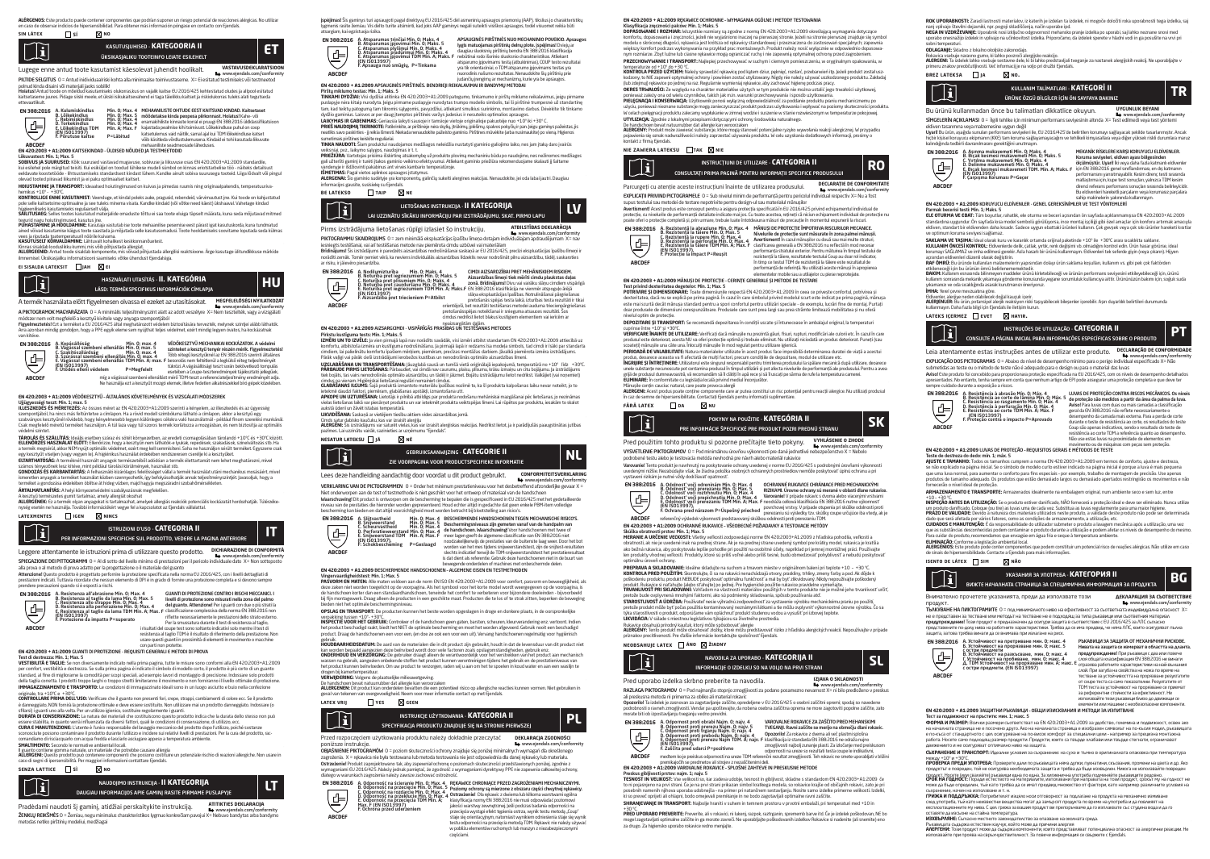**ALERGENOS:** Este producto puede contener componentes que podrían suponer un riesgo potencial de reacciones alérgicas. No utilizar en caso de observar indicios de hipersensibilidad. Para obtener más información póngase en contacto con Ejendals.

**SIN LÁTEX** ☐ SÍ ☒ NO

## ET — KASUTUSJUHEND · KATEGOORIA II

**ÜKSIKASJALIKU TOOTEINFO LEIATE ESILEHELT**

**VASTAVUSDEKLARATSIOON** www.ejendals.com/conformity

Lugege enne antud toote kasutamist käesolevat juhendit hoolikalt.

**PILTIDE SELGITUS:** 0 = Antud näidu/katsekörk kohta alla miinimaalse toimivustaseme. X= Ei esitatud testimiseks või testimiseks polnud lubatud.

**Hoiatus!** Antud toode on mõeldud kasutamiseks ainult ülaltoodud kaitse. Kasutaja peab valima õige kaitse vastavalt riskidele.

EN 388:2016 — A. Kulumiskindlus Min: 0, Max: 4; B. Lõikekindlus Min: 0, Max: 5; C. Rebenemiskindlus Min: 0, Max: 4; D. Torkekindlus Min: 0, Max: 4; E. Lõikekindlus TDM Min: A, Max: F (EN ISO13997); F. Põrutuse kaitse P=Läbitud

**MEHAANILISTE OHTUDE EEST KAITSVAD KINDAD.**

**EN 420:2003 + A1:2009 KAITSEKINDAD - ÜLDISED NÕUDED JA TESTMEETODID**

**Üksiasiv test:** Min. 1; Max. 5

**SOBIVUS JA SUURUSED:** Kõik kasutused vastavad mugavuse, sobivuse ja liikuvuse nõuetele vastavalt EN 420:2003+A1:2009 standardile.

**HOIUSTAMINE JA TRANSPORT:** Hoiustada temperatuuril +10° - +30°C.

**KONTROLLIGE ENNE KASUTAMIST:** Veenduge, et kindad oleks puhtad, terved, rebenemata ja ilma aukudeta.

**SÄILITUSEG:** Selles toote kasutatud materjalide omaduste tõttu ei saa toote täpset säilivusaega määrata.

**PUHASTAMINE JA HOOLDAMINE:** Kasutaja vastutab ise toote mehaaniliste omaduste hoidmise eest.

**KASUTUSEST KÕRVALDAMINE:** Lähtuvalt kohaliku keskkonnaseadusest.

**ALLERGEENID:** Antud toote sisaldab komponente, mis võivad põhjustada allergilisi reaktsioone.

**EI SISALDA LATEKSIT** ☐ JAH ☒ EI

## HU — HASZNÁLATI UTASÍTÁS · II. KATEGÓRIA

**LÁSD: TERMÉKSPECIFIKUS INFORMÁCIÓK CÍMLAPJA**

**MEGFELELŐSÉGI NYILATKOZAT** www.ejendals.com/conformity

A termék használata előtt figyelmesen olvassa el ezeket az utasításokat.

**A PIKTOGRAMOK MAGYARÁZATA:** 0 = A minimális teljesítményszint alatt az adott veszélyre. X= Nem tesztelték, vagy a vizsgálati módszer nem volt megfelelő a kesztyű kivitele vagy anyaga szempontjából.

EN 388:2016 — A. Kopásállóság Min: 0, Max: 4; B. Vágással szembeni ellenállás Min: 0, Max: 5; C. Szakítószilárdság Min: 0, Max: 4; D. Szúrással szembeni ellenállás Min: 0, Max: 4; E. Vágással szembeni ellenállás TDM Min: A, Max: F (EN ISO13997); F. Ütéssel elleni védelem P=Megfelelt

**VÉDŐKESZTYŰ MECHANIKAI KOCKÁZATOK A ELLENI.**

**EN 420:2003 + A1:2009 VÉDŐKESZTYŰ - ÁLTALÁNOS KÖVETELMÉNYEK ÉS VIZSGÁLATI MÓDSZEREK**

**Ügyességi teszt:** Min. 1; Max. 5

**ILLESZKEDÉS ÉS MÉRETEZÉS:** Az összes méret az EN 420:2003+A1:2009 szerinti a kényelem, az illeszkedés és az ügyesség szempontjából.

**TÁROLÁS ÉS SZÁLLÍTÁS:** Ideális esetben száraz és sötét környezetben, az eredeti csomagolásában tárolandó +10°C és +30°C között.

**ELLENŐRZÉS HASZNÁLAT ELŐTT:** Ellenőrizze, hogy a kesztyűn nem láthatók-e lyukak, repedések, szakadások, szennyeződés stb.

**ÁRTALMATLANÍTÁS:** A helyi környezetvédelmi szabályozásnak megfelelően.

**ALLERGÉNEK:** Ez a termék olyan anyagokat is tartalmazhat, amelyek allergiás reakciók potenciális kockázatát hordozhatják.

**LATEXMENTES** ☐ IGEN ☒ NINCS

## IT — ISTRUZIONI D'USO · CATEGORIA II

**PER INFORMAZIONI SPECIFICHE SUL PRODOTTO, VEDERE LA PAGINA ANTERIORE**

**DICHIARAZIONE DI CONFORMITÀ** www.ejendals.com/conformity

Leggere attentamente le istruzioni prima di utilizzare questo prodotto.

**SPIEGAZIONE DEI PITTOGRAMMI:** 0 = Al di sotto del livello minimo di prestazioni per il pericolo individuale dato. X= Non sottoposto alla prova o al metodo di prova adatto per la progettazione o il materiale del guanto.

EN 388:2016 — A. Resistenza all'abrasione Min: 0, Max: 4; B. Resistenza al taglio da lama Min: 0, Max: 5; C. Resistenza allo strappo Min: 0, Max: 4; D. Resistenza alla perforazione Min: 0, Max: 4; E. Resistenza al taglio da lama TDM Min: A, Max: F (EN ISO13997); F. Protezione da impatto P=Superato

**GUANTI DI PROTEZIONE CONTRO I RISCHI MECCANICI.**

**EN 420:2003 + A1:2009 GUANTI DI PROTEZIONE - REQUISITI GENERALI E METODI DI PROVA**

**Test di destrezza:** Min. 1; Max. 5

**VESTIBILITÀ E TAGLIE:** Se non diversamente indicato nella pagina prodotto, tutte le misure sono conformi alla EN 420:2003+A1:2009.

**CONTROLLARE PRIMA DELL'USO:** Verificare che il guanto non presenti fori, crepe, strappi, cambiamenti di colore ecc.

**DURATA DI CONSERVAZIONE:** La natura dei materiali che costituiscono questo prodotto indica che la durata dello stesso non può essere stabilita.

**CURA E MANUTENZIONE:** L'utente è tenuto responsabile del lavaggio meccanico del prodotto dopo l'utilizzo.

**IMBALLAGGIO E TRASPORTO:** Immagazzinare in condizioni asciutte e al riparo dalla luce nell'imballaggio originale, tra +10°C e +30°C.

**SMALTIMENTO:** Secondo le normative ambientali locali.

**ALLERGENI:** Questo prodotto può contenere componenti che potrebbero costituire un potenziale rischio di reazioni allergiche.

**SENZA LATTICE** ☐ SÌ ☒ NO

## LT — NAUDOJIMO INSTRUKCIJA · II KATEGORIJA

**DAUGIAU INFORMACIJOS APIE GAMINĮ RASITE PIRMAME PUSLAPYJE**

**ATITIKTIES DEKLARACIJA** www.ejendals.com/conformity

Pradėdami naudoti šį gaminį, atidžiai perskaitykite instrukciją.

**ŽENKLŲ REIKŠMĖS:** 0 = Ženklas, nurodantis minimalų apsaugos lygį. X= Nebuvo bandyta arba bandymo metodas netinka pirštinių modeliui, medžiagai.

EN 388:2016 — A. Atsparumas trinčiai Min: 0, Maks: 4; B. Atsparumas įpjovimui Min: 0, Maks: 5; C. Atsparumas plyšimui Min: 0, Maks: 4; D. Atsparumas pradūrimui Min: 0, Maks: 4; E. Atsparumas įpjovimui TDM Min: A, Maks: F (EN ISO13997); F. Apsauga nuo smūgių, P=Tinkama

**APSAUGINĖS PIRŠTINĖS NUO MECHANINIO POVEIKIO.**

**EN 420:2003 + A1:2009 APSAUGINĖS PIRŠTINĖS. BENDRIEJI REIKALAVIMAI IR BANDYMŲ METODAI**

**Pirštų mitrumo testas:** Min. 1; Maks. 5

**TINKAMUMAS IR DYDŽIAI:** Visi dydžiai atitinka EN 420:2003+A1:2009 reikalavimus.

**LAIKYMAS IR GABENIMAS:** Geriausia laikyti sausoje ir tamsioje vietoje originalioje pakuotėje nuo +10° iki +30°C.

**PRIEŠ NAUDOJANT TIKRINKITE:** Patikrinkite, ar pirštinėse nėra skylių, įtrūkimų, plyšių, spalvos pokyčių.

**PRIEŽIŪRA:** Vartotojas prisiima atsakomybę už produkto plovimą mechaniniu būdu po naudojimo.

**ALERGENAI:** Šio gaminio sudėtyje yra komponentų, galinčių sukelti alergines reakcijas.

**BE LATEKSO** ☐ TAIP ☒ NE

## LV — LIETOŠANAS INSTRUKCIJA · II KATEGORIJA

**LAI UZZINĀTU SĪKĀKU INFORMĀCIJU PAR IZSTRĀDĀJUMU, SKAT. PIRMO LAPU**

**ATBILSTĪBAS DEKLARĀCIJA** www.ejendals.com/conformity

Pirms izstrādājuma lietošanas rūpīgi izlasiet šo instrukciju.

**PIKTOGRAMMU SKAIDROJUMS:** 0 = zem minimālā ekspluatācijas līmeņa konkrētajai briesmai. X= nav pārbaudīts vai testēšanas metode nav piemērota cimdu izstrādājumam vai materiālam.

EN 388:2016 — A. Nodilumizturība Min: 0, Maks: 4; B. Noturība pret iegriezumiem Min: 0, Maks: 5; C. Noturība pret plīsumiem Min: 0, Maks: 4; D. Noturība pret caurdurumiem Min: 0, Maks: 4; E. Noturība pret iegriezumiem TDM Min: A, Maks: F (EN ISO13997); F. Aizsardzība pret triecieniem P=Atbilst

**CIMDI AIZSARDZĪBAI PRET MEHĀNISKIEM RISKIEM.**

**EN 420:2003 + A1:2009 AIZSARGCIMDI - VISPĀRĪGĀS PRASĪBAS UN TESTĒŠANAS METODES**

**Pirkstu kustīguma tests:** Min. 1; Maks. 5

**UZGLABĀŠANA UN TRANSPORTĒŠANA:** Ieteicams uzglabāt sausā un tumšā vietā oriģinālajā iepakojumā, temperatūrā no +10° līdz +30°C.

**LIKVIDĒŠANA:** Saskaņā ar vietējiem vides aizsardzības noteikumiem.

**ALERĢĒNI:** Šis izstrādājums var saturēt komponentus, kas var izraisīt alerģiskas reakcijas.

**NESATUR LATEKSU** ☐ JĀ ☒ NĒ

## NL — GEBRUIKSAANWIJZING · CATEGORIE II

**ZIE VOORPAGINA VOOR PRODUCTSPECIFIEKE INFORMATIE**

**CONFORMITEITSVERKLARING** www.ejendals.com/conformity

Lees deze handleiding aandachtig door voordat u dit product gebruikt.

**VERKLARING VAN DE PICTOGRAMMEN:** 0 = Onder het minimum prestatieniveau voor het desbetreffende afzonderlijke gevaar. X= Niet onderworpen aan de test of testmethode is niet geschikt voor het ontwerp of materiaal van de handschoen.

EN 388:2016 — A. Slijtvastheid Min: 0, Max: 4; B. Snijvastheid Min: 0, Max: 5; C. Scheurvastheid Min: 0, Max: 4; D. Perforatieweerstand Min: 0, Max: 4; E. Snijweerstand TDM Min: A, Max: F (EN ISO13997); F. Schokbescherming P=Geslaagd

**BESCHERMENDE HANDSCHOENEN TEGEN MECHANISCHE RISICO'S.**

**EN 420:2003 + A1:2009 BESCHERMENDE HANDSCHOENEN - ALGEMENE EISEN EN TESTMETHODEN**

**Vingervaardigheidstest:** Min. 1; Max. 5

**OPSLAG EN TRANSPORT:** De producten kunnen het beste worden opgeslagen in droge en donkere plaats, in de oorspronkelijke verpakking tussen +10°C - +30°C.

**AFVALVERWERKING:** Volgens de plaatselijke milieuwetgeving.

**ALLERGENEN:** Dit product kan onderdelen bevatten die een potentieel risico op allergische reacties kunnen vormen.

**LATEX VRIJ** ☐ YES ☒ GEEN

## PL — INSTRUKCJE UŻYTKOWANIA · KATEGORIA II

**SPECYFIKACJA PRODUKTU ZNAJDUJE SIĘ NA STRONIE PIERWSZEJ**

**DEKLARACJA ZGODNOŚCI** www.ejendals.com/conformity

Przed rozpoczęciem użytkowania produktu należy dokładnie przeczytać poniższe instrukcje.

**OBJAŚNIENIE PIKTOGRAMÓW:** 0 = poziom skuteczności ochrony znajduje się poniżej minimalnych wymagań dla określonego zagrożenia. X = rękawica nie była testowana lub metoda testowania nie jest odpowiednia dla danej rękawicy lub materiału.

EN 388:2016 — A. Odporność na ścieranie Min: 0, Max: 4; B. Odporność na przecięcie Min: 0, Max: 5; C. Odporność na rozdarcie Min: 0, Max: 4; D. Odporność na przebicie Min: 0, Max: 4; E. Odporność na przecięcie TDM Min: A, Max: F (EN ISO13997); F. Ochrona przed uderzeniem

**RĘKAWICE CHRONIĄCE PRZED ZAGROŻENIAMI MECHANICZNYMI.**

## RO — INSTRUCȚIUNI DE UTILIZARE · CATEGORIA II

**CONSULTAȚI PRIMA PAGINĂ PENTRU INFORMAȚII SPECIFICE PRODUSULUI**

**DECLARAȚIE DE CONFORMITATE** www.ejendals.com/conformity

Parcurgeți cu atenție aceste instrucțiuni înainte de utilizarea produsului.

EN 388:2016 — A. Rezistența la abraziune Min: 0, Max: 4; B. Rezistența la tăiere Min: 0, Max: 5; C. Rezistența la rupere Min: 0, Max: 4; D. Rezistența la perforare Min: 0, Max: 4; E. Rezistența la tăiere TDM Min: A, Max: F (EN ISO13997); F. Protecție la impact P=Reușit

**MĂNUȘI DE PROTECȚIE ÎMPOTRIVA RISCURILOR MECANICE.**

**EN 420:2003 + A1:2009 MĂNUȘI DE PROTECȚIE - CERINȚE GENERALE ȘI METODE DE TESTARE**

**Test privind dexteritatea degetelor:** Min. 1; Max. 5

**DEPOZITARE ȘI TRANSPORT:** Se recomandă depozitarea în condiții uscate și întunecoase în ambalajul original, la temperaturi cuprinse între +10° și +30°C.

**ELIMINARE:** În conformitate cu legislația locală privind mediul înconjurător.

**ALERGENI:** Acest produs poate conține componente care ar putea constitui un risc potențial pentru reacții alergice.

**FĂRĂ LATEX** ☐ DA ☒ NU

## SK — POKYNY NA POUŽITIE · KATEGÓRIA II

**PRE INFORMÁCIE ŠPECIFICKÉ PRE PRODUKT POZRI PREDNÚ STRANU**

**VYHLÁSENIE O ZHODE** www.ejendals.com/conformity

Pred použitím tohto produktu si pozorne prečítajte tieto pokyny.

EN 388:2016 — A. Odolnosť voči oderu Min: 0, Max: 4; B. Odolnosť voči prerezaniu Min: 0, Max: 5; C. Odolnosť voči roztrhnutiu Min: 0, Max: 4; D. Odolnosť voči prepichnutiu Min: 0, Max: 4; E. Odolnosť voči prerezaniu TDM Min: A, Max: F (EN ISO13997); F. Ochrana pred nárazom P=Úspešný priechod

**OCHRANNÉ RUKAVICE CHRÁNIACE PRED MECHANICKÝMI RIZIKAMI.**

**EN 420:2003 + A1:2009 OCHRANNÉ RUKAVICE - VŠEOBECNÉ POŽIADAVKY A TESTOVACIE METÓDY**

**Skúška obratnosti prstov:** Min. 1; Max. 5

**NEOBSAHUJE LATEX** ☐ ÁNO ☒ ŽIADNY

## SL — NAVODILA ZA UPORABO · KATEGORIJA II

**INFORMACIJE O IZDELKU SO NA VOLJO NA PRVI STRANI**

**IZJAVA O SKLADNOSTI** www.ejendals.com/conformity

Pred uporabo izdelka skrbno preberite ta navodila.

EN 388:2016 — A. Odpornost proti obrabi Najm. 0; najv. 4; B. Odpornost proti prerezu Najm. 0; najv. 5; C. Odpornost proti trganju Najm. 0; najv. 4; D. Odpornost proti prebodu Najm. 0; najv. 4; E. Odpornost proti prerezu TDM Najm. A; najv. F (EN ISO13997); F. Zaščita pred udarci P=pozitivno

**VAROVALNE ROKAVICE ZA ZAŠČITO PRED MEHANSKIMI TVEGANJI.**

**EN 420:2003 + A1:2009 VAROVALNE ROKAVICE - SPLOŠNE ZAHTEVE IN PRESKUSNE METODE**

**Preskus gibljivosti prstov:** najm. 1; najv. 5

**ROK UPORABNOSTI:** Zaradi lastnosti materialov, iz katerih je izdelan ta izdelek, ni mogoče določiti roka uporabnosti tega izdelka.

**ODLAGANJE:** Skladno z lokalno okoljsko zakonodajo.

**ALERGENI:** Ta izdelek lahko vsebuje sestavne dele, ki bi lahko predstavljali tveganje za nastanek alergijskih reakcij.

**BREZ LATEKSA** ☐ DA ☒ NE

## TR — KULLANIM TALİMATLARI · KATEGORİ II

**ÜRÜNE ÖZGÜ BİLGİLER İÇİN ÖN SAYFAYA BAKINIZ**

**UYGUNLUK BEYANI** www.ejendals.com/conformity

Bu ürünü kullanmadan önce bu talimatları dikkatlice okuyun.

EN 388:2016 — A. Aşınma mukavemeti Min: 0, Maks: 4; B. Bıçak kesmesi mukavemeti Min: 0, Maks: 5; C. Yırtılma mukavemeti Min: 0, Maks: 4; D. Delinme mukavemeti Min: 0, Maks: 4; E. Bıçak kesmesi mukavemeti TDM Min: A, Maks: F (EN ISO13997); F. Çarpışma Koruması P=Geçer

**MEKANİK RİSKLERE KARŞI KORUYUCU ELDİVENLER.**

**EN 420:2003 + A1:2009 KORUYUCU ELDİVENLER - GENEL GEREKSİNİMLER VE TEST YÖNTEMLERİ**

**Parmak becerisi testi:** Min. 1; Maks. 5

**LATEKS İÇERMEZ** ☐ EVET ☒ HAYIR

## PT — INSTRUÇÕES DE UTILIZAÇÃO · CATEGORIA II

**CONSULTE A PÁGINA INICIAL PARA INFORMAÇÕES ESPECÍFICAS SOBRE O PRODUTO**

**DECLARAÇÃO DE CONFORMIDADE** www.ejendals.com/conformity

Leia atentamente estas instruções antes de utilizar este produto.

EN 388:2016 — A. Resistência à abrasão Mín: 0, Máx: 4; B. Resistência ao corte da lâmina Mín: 0, Máx: 5; C. Resistência ao rasgamento Mín: 0, Máx: 4; D. Resistência à perfuração Mín: 0, Máx: 4; E. Resistência ao corte TDM Mín: A, Máx: F (EN ISO13997); F. Proteção contra o impacto P=Aprovado

**LUVAS DE PROTEÇÃO CONTRA RISCOS MECÂNICOS.**

**EN 420:2003 + A1:2009 LUVAS DE PROTEÇÃO - REQUISITOS GERAIS E MÉTODOS DE TESTE**

**Teste de destreza do dedo:** mín. 1; máx. 5

**ELIMINAÇÃO:** De acordo com a legislação ambiental local.

**ISENTO DE LÁTEX** ☐ SIM ☒ NÃO

## BG — УКАЗАНИЯ ЗА УПОТРЕБА · КАТЕГОРИЯ II

**ВИЖТЕ НАЧАЛНАТА СТРАНИЦА ЗА СПЕЦИФИЧНА ИНФОРМАЦИЯ ЗА ПРОДУКТА**

**ДЕКЛАРАЦИЯ ЗА СЪОТВЕТСТВИЕ** www.ejendals.com/conformity

Внимателно прочетете указанията, преди да използвате този продукт.

EN 388:2016 — A. Устойчивост на протриване Мин: 0, Макс: 4; B. Устойчивост на порязване Мин: 0, Макс: 5; C. Устойчивост на разкъсване Мин: 0, Макс: 4; D. Устойчивост на пробиване Мин: 0, Макс: 4; E. Устойчивост на порязване TDM Мин: A, Макс: F (EN ISO13997); F. Защита от удар

**РЪКАВИЦИ ЗА ЗАЩИТА ОТ МЕХАНИЧНИ РИСКОВЕ.**

**EN 420:2003 + A1:2009 ЗАЩИТНИ РЪКАВИЦИ - ОБЩИ ИЗИСКВАНИЯ И МЕТОДИ ЗА ИЗПИТВАНЕ**

**Тест за подвижност на пръстите:** Мин. 1; Макс. 5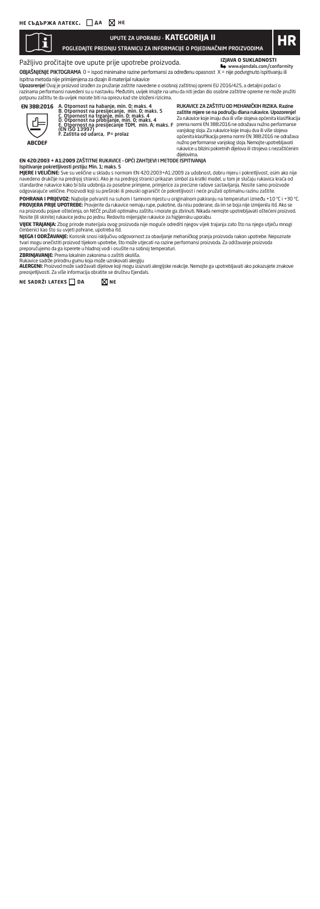**НЕ СЪДЪРЖА ЛАТЕКС.** ☐ ДА ☒ НЕ

# UPUTE ZA UPORABU - KATEGORIJA II

**POGLEDAJTE PREDNJU STRANICU ZA INFORMACIJE O POJEDINAČNIM PROIZVODIMA**

**HR**

Pažljivo pročitajte ove upute prije upotrebe proizvoda.

**IZJAVA O SUKLADNOSTI**
www.ejendals.com/conformity

**OBJAŠNJENJE PIKTOGRAMA** 0 = ispod minimalne razine performansi za određenu opasnost X = nije podvrgnuto ispitivanju ili ispitna metoda nije primijenjena za dizajn ili materijal rukavice

**Upozorenje!** Ovaj je proizvod izrađen za pružanje zaštite navedene o osobnoj zaštitnoj opremi EU 2016/425, a detaljni podaci o razinama performansi navedeni su u nastavku. Međutim, uvijek imajte na umu da niti jedan dio osobne zaštitne opreme ne može pružiti potpunu zaštitu te da uvijek morate biti na oprezu kad ste izloženi riziku.

**EN 388:2016**

**ABCDEF**

**A. Otpornost na habanje, min. 0; maks. 4**
**B. Otpornost na presijecanje, min. 0; maks. 5**
**C. Otpornost na trganje, min. 0; maks. 4**
**D. Otpornost na probijanje, min. 0; maks. 4**
**E. Otpornost na presijecanje TDM, min. A; maks. F (EN ISO 13997)**
**F. Zaštita od udarca, P= prolaz**

**RUKAVICE ZA ZAŠTITU OD MEHANIČKIH RIZIKA. Razine zaštite mjere se na području dlana rukavice. Upozorenje!** Za rukavice koje imaju dva ili više slojeva općenita klasifikacija prema normi EN 388:2016 ne odražava nužno performanse vanjskog sloja. Za rukavice koje imaju dva ili više slojeva općenita klasifikacija prema normi EN 388:2016 ne odražava nužno performanse vanjskog sloja. Nemojte upotrebljavati rukavice u blizini pokretnih dijelova ili strojeva s nezaštićenim dijelovima.

**EN 420:2003 + A1:2009 ZAŠTITNE RUKAVICE - OPĆI ZAHTJEVI I METODE ISPITIVANJA**
**Ispitivanje pokretljivosti prstiju: Min. 1; maks. 5**

**MJERE I VELIČINE:** Sve su veličine u skladu s normom EN 420:2003+A1:2009 za udobnost, dobru mjeru i pokretljivost, osim ako nije navedeno drukčije na prednjoj stranici. Ako je na prednjoj stranici prikazan simbol za kratki model, u tom je slučaju rukavica kraća od standardne rukavice kako bi bila udobnija za posebne primjene, primjerice za precizne radove sastavljanja. Nosite samo proizvode odgovarajuće veličine. Proizvodi koji su preširoki ili preuski ograničit će pokretljivost i neće pružati optimalnu razinu zaštite.

**POHRANA I PRIJEVOZ:** Najbolje pohraniti na suhom i tamnom mjestu u originalnom pakiranju na temperaturi između +10 °C i +30 °C.

**PROVJERA PRIJE UPOTREBE:** Provjerite da rukavice nemaju rupe, pukotine, da nisu poderane, da im se boja nije izmijenila itd. Ako se na proizvodu pojave oštećenja, on NEĆE pružati optimalnu zaštitu i morate ga zbrinuti. Nikada nemojte upotrebljavati oštećeni proizvod. Nosite (ili skinite) rukavice jednu po jednu. Redovito mijenjajte rukavice za higijensku uporabu.

**VIJEK TRAJANJA:** Zbog prirode materijala ovog proizvoda nije moguće odrediti njegov vijek trajanja zato što na njega utječu mnogi čimbenici kao što su uvjeti pohrane, upotreba itd.

**NJEGA I ODRŽAVANJE:** Korisnik snosi isključivu odgovornost za obavljanje mehaničkog pranja proizvoda nakon upotrebe. Nepoznate tvari mogu onečistiti proizvod tijekom upotrebe, što može utjecati na razine performansi proizvoda. Za održavanje proizvoda preporučujemo da ga isperete u hladnoj vodi i osušite na sobnoj temperaturi.

**ZBRINJAVANJE:** Prema lokalnim zakonima o zaštiti okoliša.

Rukavice sadrže prirodnu gumu koja može uzrokovati alergiju

**ALERGENI:** Proizvod može sadržavati dijelove koji mogu izazvati alergijske reakcije. Nemojte ga upotrebljavati ako pokazujete znakove preosjetljivosti. Za više informacija obratite se društvu Ejendals.

**NE SADRŽI LATEKS** ☐ DA ☒ NE